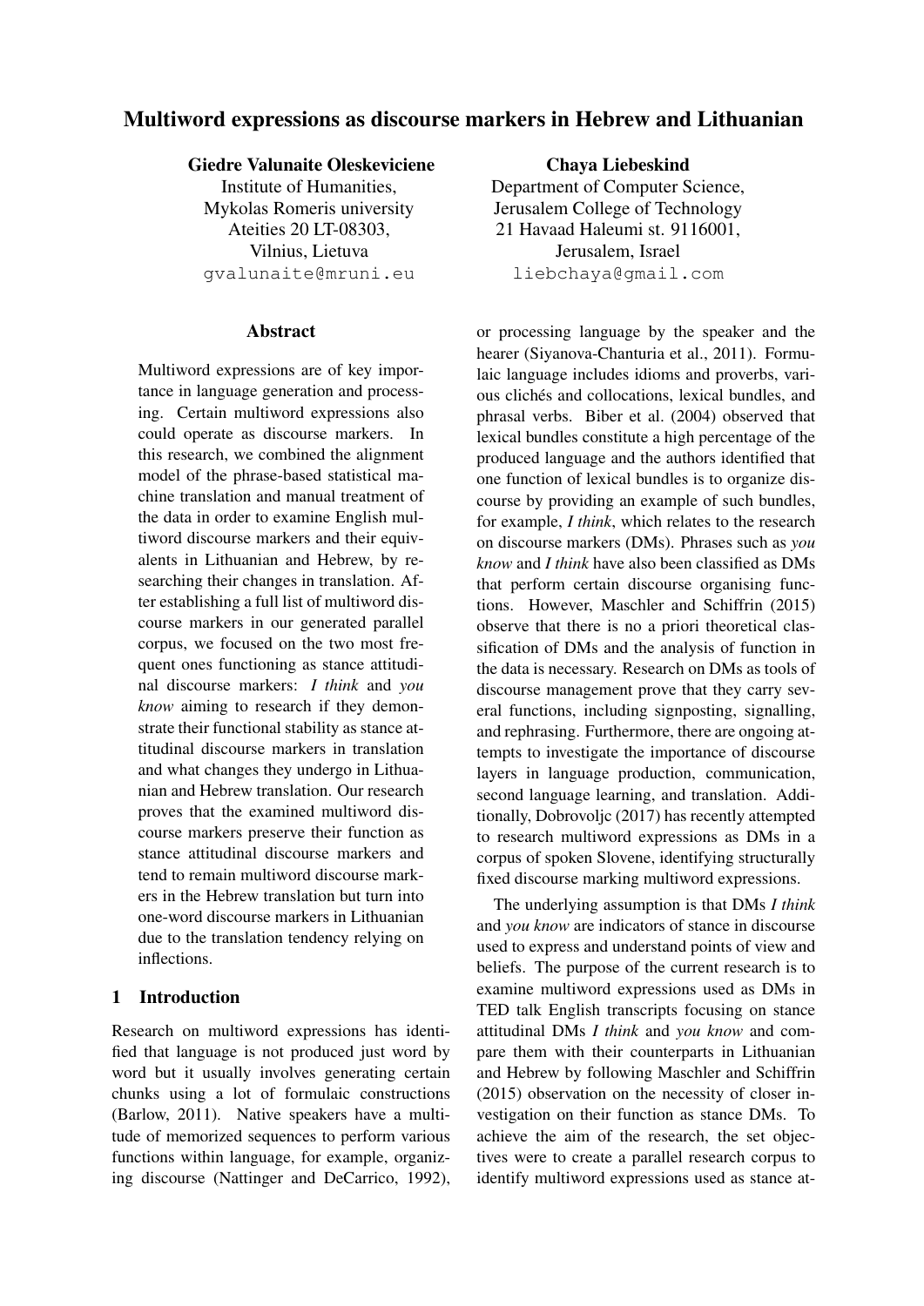# Multiword expressions as discourse markers in Hebrew and Lithuanian

**Giedre Valunaite Oleskeviciene**
Institute of Humanities,
Mykolas Romeris university
Ateities 20 LT-08303,
Vilnius, Lietuva
gvalunaite@mruni.eu

**Chaya Liebeskind**
Department of Computer Science,
Jerusalem College of Technology
21 Havaad Haleumi st. 9116001,
Jerusalem, Israel
liebchaya@gmail.com

## Abstract

Multiword expressions are of key importance in language generation and processing. Certain multiword expressions also could operate as discourse markers. In this research, we combined the alignment model of the phrase-based statistical machine translation and manual treatment of the data in order to examine English multiword discourse markers and their equivalents in Lithuanian and Hebrew, by researching their changes in translation. After establishing a full list of multiword discourse markers in our generated parallel corpus, we focused on the two most frequent ones functioning as stance attitudinal discourse markers: *I think* and *you know* aiming to research if they demonstrate their functional stability as stance attitudinal discourse markers in translation and what changes they undergo in Lithuanian and Hebrew translation. Our research proves that the examined multiword discourse markers preserve their function as stance attitudinal discourse markers and tend to remain multiword discourse markers in the Hebrew translation but turn into one-word discourse markers in Lithuanian due to the translation tendency relying on inflections.

## 1 Introduction

Research on multiword expressions has identified that language is not produced just word by word but it usually involves generating certain chunks using a lot of formulaic constructions (Barlow, 2011). Native speakers have a multitude of memorized sequences to perform various functions within language, for example, organizing discourse (Nattinger and DeCarrico, 1992), or processing language by the speaker and the hearer (Siyanova-Chanturia et al., 2011). Formulaic language includes idioms and proverbs, various clichés and collocations, lexical bundles, and phrasal verbs. Biber et al. (2004) observed that lexical bundles constitute a high percentage of the produced language and the authors identified that one function of lexical bundles is to organize discourse by providing an example of such bundles, for example, *I think*, which relates to the research on discourse markers (DMs). Phrases such as *you know* and *I think* have also been classified as DMs that perform certain discourse organising functions. However, Maschler and Schiffrin (2015) observe that there is no a priori theoretical classification of DMs and the analysis of function in the data is necessary. Research on DMs as tools of discourse management prove that they carry several functions, including signposting, signalling, and rephrasing. Furthermore, there are ongoing attempts to investigate the importance of discourse layers in language production, communication, second language learning, and translation. Additionally, Dobrovoljc (2017) has recently attempted to research multiword expressions as DMs in a corpus of spoken Slovene, identifying structurally fixed discourse marking multiword expressions.

The underlying assumption is that DMs *I think* and *you know* are indicators of stance in discourse used to express and understand points of view and beliefs. The purpose of the current research is to examine multiword expressions used as DMs in TED talk English transcripts focusing on stance attitudinal DMs *I think* and *you know* and compare them with their counterparts in Lithuanian and Hebrew by following Maschler and Schiffrin (2015) observation on the necessity of closer investigation on their function as stance DMs. To achieve the aim of the research, the set objectives were to create a parallel research corpus to identify multiword expressions used as stance at-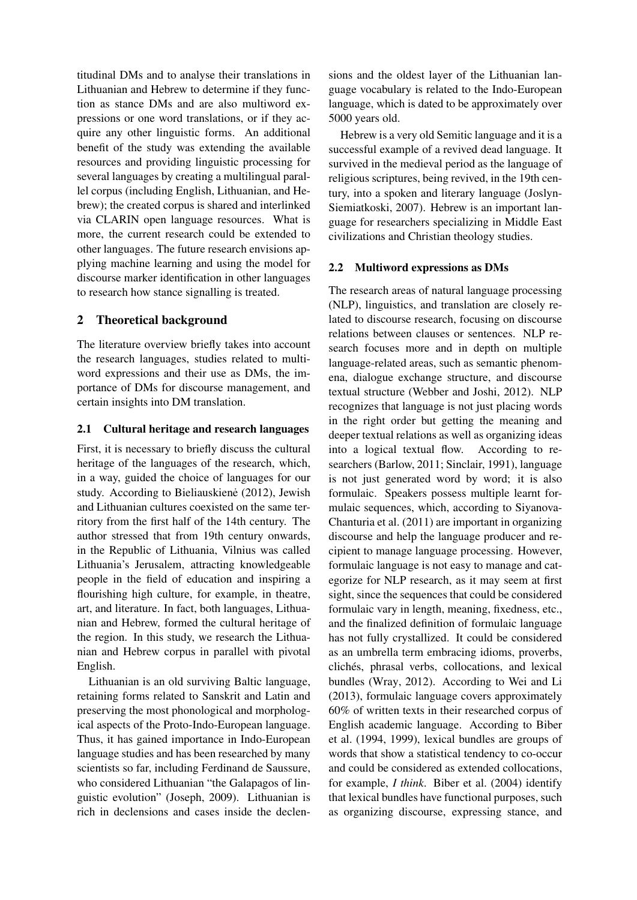titudinal DMs and to analyse their translations in Lithuanian and Hebrew to determine if they function as stance DMs and are also multiword expressions or one word translations, or if they acquire any other linguistic forms. An additional benefit of the study was extending the available resources and providing linguistic processing for several languages by creating a multilingual parallel corpus (including English, Lithuanian, and Hebrew); the created corpus is shared and interlinked via CLARIN open language resources. What is more, the current research could be extended to other languages. The future research envisions applying machine learning and using the model for discourse marker identification in other languages to research how stance signalling is treated.

## 2 Theoretical background

The literature overview briefly takes into account the research languages, studies related to multiword expressions and their use as DMs, the importance of DMs for discourse management, and certain insights into DM translation.

### 2.1 Cultural heritage and research languages

First, it is necessary to briefly discuss the cultural heritage of the languages of the research, which, in a way, guided the choice of languages for our study. According to Bieliauskienė (2012), Jewish and Lithuanian cultures coexisted on the same territory from the first half of the 14th century. The author stressed that from 19th century onwards, in the Republic of Lithuania, Vilnius was called Lithuania's Jerusalem, attracting knowledgeable people in the field of education and inspiring a flourishing high culture, for example, in theatre, art, and literature. In fact, both languages, Lithuanian and Hebrew, formed the cultural heritage of the region. In this study, we research the Lithuanian and Hebrew corpus in parallel with pivotal English.

Lithuanian is an old surviving Baltic language, retaining forms related to Sanskrit and Latin and preserving the most phonological and morphological aspects of the Proto-Indo-European language. Thus, it has gained importance in Indo-European language studies and has been researched by many scientists so far, including Ferdinand de Saussure, who considered Lithuanian "the Galapagos of linguistic evolution" (Joseph, 2009). Lithuanian is rich in declensions and cases inside the declensions and the oldest layer of the Lithuanian language vocabulary is related to the Indo-European language, which is dated to be approximately over 5000 years old.

Hebrew is a very old Semitic language and it is a successful example of a revived dead language. It survived in the medieval period as the language of religious scriptures, being revived, in the 19th century, into a spoken and literary language (Joslyn-Siemiatkoski, 2007). Hebrew is an important language for researchers specializing in Middle East civilizations and Christian theology studies.

### 2.2 Multiword expressions as DMs

The research areas of natural language processing (NLP), linguistics, and translation are closely related to discourse research, focusing on discourse relations between clauses or sentences. NLP research focuses more and in depth on multiple language-related areas, such as semantic phenomena, dialogue exchange structure, and discourse textual structure (Webber and Joshi, 2012). NLP recognizes that language is not just placing words in the right order but getting the meaning and deeper textual relations as well as organizing ideas into a logical textual flow. According to researchers (Barlow, 2011; Sinclair, 1991), language is not just generated word by word; it is also formulaic. Speakers possess multiple learnt formulaic sequences, which, according to Siyanova-Chanturia et al. (2011) are important in organizing discourse and help the language producer and recipient to manage language processing. However, formulaic language is not easy to manage and categorize for NLP research, as it may seem at first sight, since the sequences that could be considered formulaic vary in length, meaning, fixedness, etc., and the finalized definition of formulaic language has not fully crystallized. It could be considered as an umbrella term embracing idioms, proverbs, clichés, phrasal verbs, collocations, and lexical bundles (Wray, 2012). According to Wei and Li (2013), formulaic language covers approximately 60% of written texts in their researched corpus of English academic language. According to Biber et al. (1994, 1999), lexical bundles are groups of words that show a statistical tendency to co-occur and could be considered as extended collocations, for example, *I think*. Biber et al. (2004) identify that lexical bundles have functional purposes, such as organizing discourse, expressing stance, and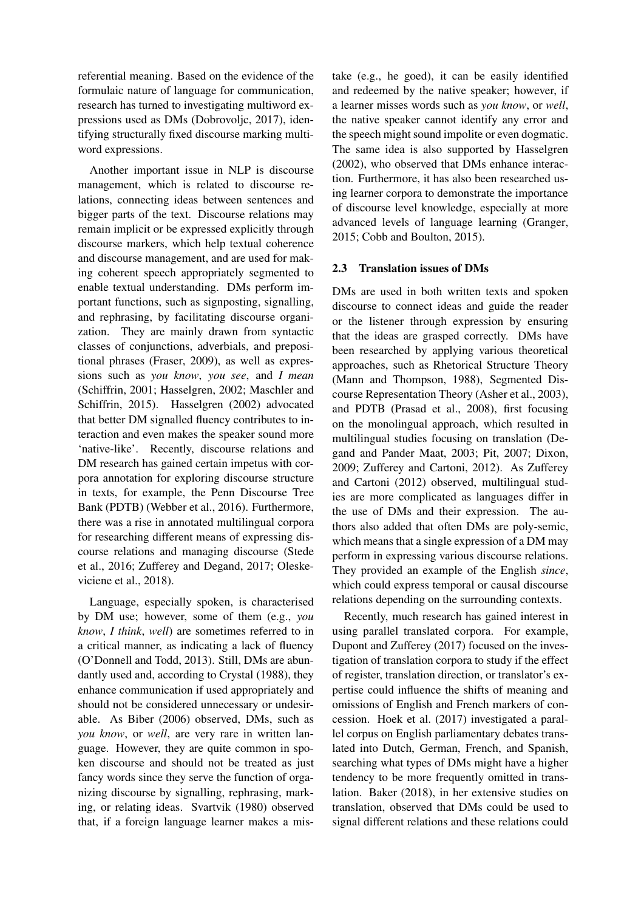referential meaning. Based on the evidence of the formulaic nature of language for communication, research has turned to investigating multiword expressions used as DMs (Dobrovoljc, 2017), identifying structurally fixed discourse marking multiword expressions.

Another important issue in NLP is discourse management, which is related to discourse relations, connecting ideas between sentences and bigger parts of the text. Discourse relations may remain implicit or be expressed explicitly through discourse markers, which help textual coherence and discourse management, and are used for making coherent speech appropriately segmented to enable textual understanding. DMs perform important functions, such as signposting, signalling, and rephrasing, by facilitating discourse organization. They are mainly drawn from syntactic classes of conjunctions, adverbials, and prepositional phrases (Fraser, 2009), as well as expressions such as *you know*, *you see*, and *I mean* (Schiffrin, 2001; Hasselgren, 2002; Maschler and Schiffrin, 2015). Hasselgren (2002) advocated that better DM signalled fluency contributes to interaction and even makes the speaker sound more 'native-like'. Recently, discourse relations and DM research has gained certain impetus with corpora annotation for exploring discourse structure in texts, for example, the Penn Discourse Tree Bank (PDTB) (Webber et al., 2016). Furthermore, there was a rise in annotated multilingual corpora for researching different means of expressing discourse relations and managing discourse (Stede et al., 2016; Zufferey and Degand, 2017; Oleskeviciene et al., 2018).

Language, especially spoken, is characterised by DM use; however, some of them (e.g., *you know*, *I think*, *well*) are sometimes referred to in a critical manner, as indicating a lack of fluency (O'Donnell and Todd, 2013). Still, DMs are abundantly used and, according to Crystal (1988), they enhance communication if used appropriately and should not be considered unnecessary or undesirable. As Biber (2006) observed, DMs, such as *you know*, or *well*, are very rare in written language. However, they are quite common in spoken discourse and should not be treated as just fancy words since they serve the function of organizing discourse by signalling, rephrasing, marking, or relating ideas. Svartvik (1980) observed that, if a foreign language learner makes a mistake (e.g., he goed), it can be easily identified and redeemed by the native speaker; however, if a learner misses words such as *you know*, or *well*, the native speaker cannot identify any error and the speech might sound impolite or even dogmatic. The same idea is also supported by Hasselgren (2002), who observed that DMs enhance interaction. Furthermore, it has also been researched using learner corpora to demonstrate the importance of discourse level knowledge, especially at more advanced levels of language learning (Granger, 2015; Cobb and Boulton, 2015).

### 2.3 Translation issues of DMs

DMs are used in both written texts and spoken discourse to connect ideas and guide the reader or the listener through expression by ensuring that the ideas are grasped correctly. DMs have been researched by applying various theoretical approaches, such as Rhetorical Structure Theory (Mann and Thompson, 1988), Segmented Discourse Representation Theory (Asher et al., 2003), and PDTB (Prasad et al., 2008), first focusing on the monolingual approach, which resulted in multilingual studies focusing on translation (Degand and Pander Maat, 2003; Pit, 2007; Dixon, 2009; Zufferey and Cartoni, 2012). As Zufferey and Cartoni (2012) observed, multilingual studies are more complicated as languages differ in the use of DMs and their expression. The authors also added that often DMs are poly-semic, which means that a single expression of a DM may perform in expressing various discourse relations. They provided an example of the English *since*, which could express temporal or causal discourse relations depending on the surrounding contexts.

Recently, much research has gained interest in using parallel translated corpora. For example, Dupont and Zufferey (2017) focused on the investigation of translation corpora to study if the effect of register, translation direction, or translator's expertise could influence the shifts of meaning and omissions of English and French markers of concession. Hoek et al. (2017) investigated a parallel corpus on English parliamentary debates translated into Dutch, German, French, and Spanish, searching what types of DMs might have a higher tendency to be more frequently omitted in translation. Baker (2018), in her extensive studies on translation, observed that DMs could be used to signal different relations and these relations could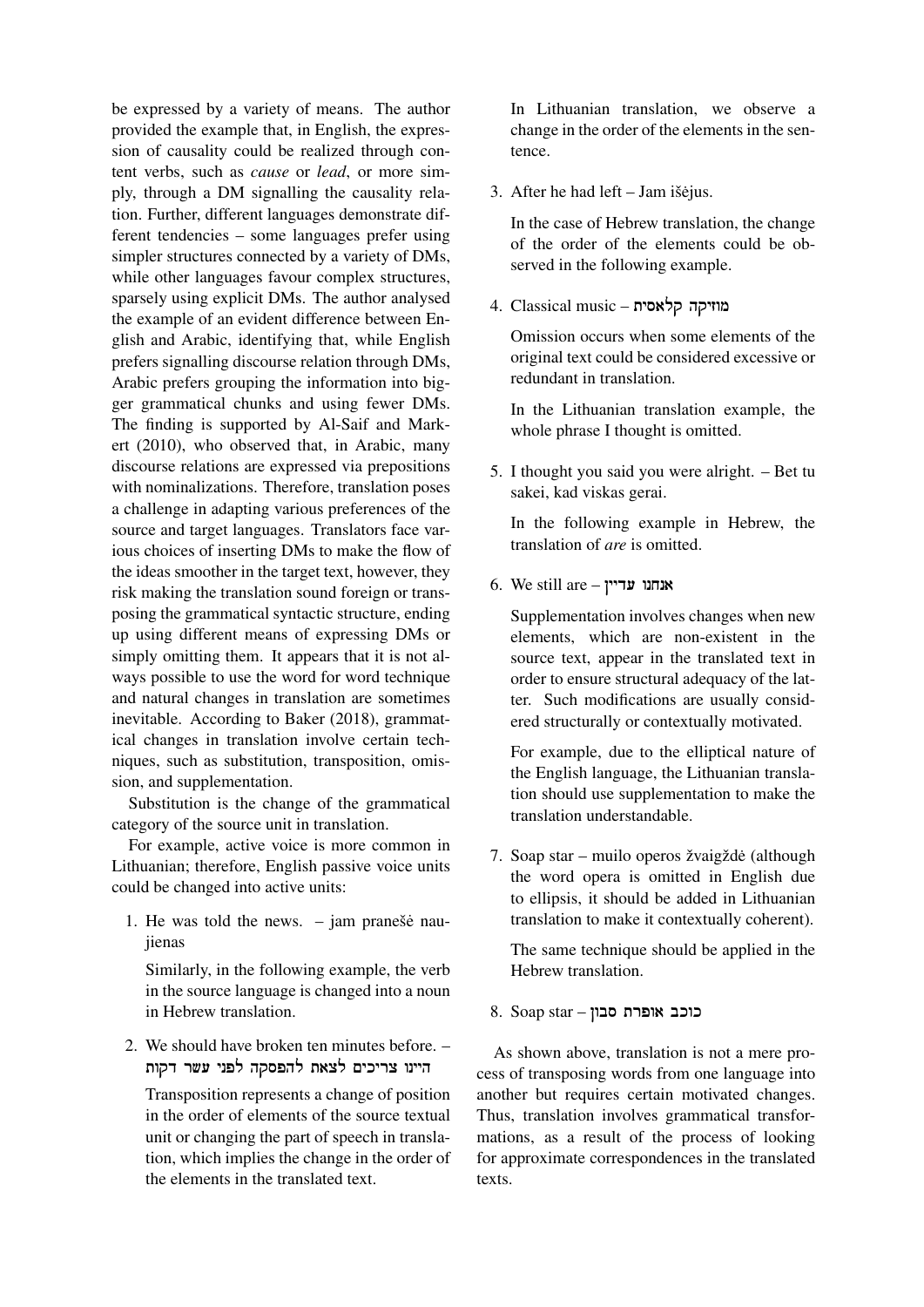be expressed by a variety of means. The author provided the example that, in English, the expression of causality could be realized through content verbs, such as *cause* or *lead*, or more simply, through a DM signalling the causality relation. Further, different languages demonstrate different tendencies – some languages prefer using simpler structures connected by a variety of DMs, while other languages favour complex structures, sparsely using explicit DMs. The author analysed the example of an evident difference between English and Arabic, identifying that, while English prefers signalling discourse relation through DMs, Arabic prefers grouping the information into bigger grammatical chunks and using fewer DMs. The finding is supported by Al-Saif and Markert (2010), who observed that, in Arabic, many discourse relations are expressed via prepositions with nominalizations. Therefore, translation poses a challenge in adapting various preferences of the source and target languages. Translators face various choices of inserting DMs to make the flow of the ideas smoother in the target text, however, they risk making the translation sound foreign or transposing the grammatical syntactic structure, ending up using different means of expressing DMs or simply omitting them. It appears that it is not always possible to use the word for word technique and natural changes in translation are sometimes inevitable. According to Baker (2018), grammatical changes in translation involve certain techniques, such as substitution, transposition, omission, and supplementation.

Substitution is the change of the grammatical category of the source unit in translation.

For example, active voice is more common in Lithuanian; therefore, English passive voice units could be changed into active units:

1. He was told the news. – jam pranešė naujienas

   Similarly, in the following example, the verb in the source language is changed into a noun in Hebrew translation.

2. We should have broken ten minutes before. – היינו צריכים לצאת להפסקה לפני עשר דקות

   Transposition represents a change of position in the order of elements of the source textual unit or changing the part of speech in translation, which implies the change in the order of the elements in the translated text.

   In Lithuanian translation, we observe a change in the order of the elements in the sentence.

3. After he had left – Jam išėjus.

   In the case of Hebrew translation, the change of the order of the elements could be observed in the following example.

4. Classical music – מוזיקה קלאסית

   Omission occurs when some elements of the original text could be considered excessive or redundant in translation.

   In the Lithuanian translation example, the whole phrase I thought is omitted.

5. I thought you said you were alright. – Bet tu sakei, kad viskas gerai.

   In the following example in Hebrew, the translation of *are* is omitted.

6. We still are – אנחנו עדיין

   Supplementation involves changes when new elements, which are non-existent in the source text, appear in the translated text in order to ensure structural adequacy of the latter. Such modifications are usually considered structurally or contextually motivated.

   For example, due to the elliptical nature of the English language, the Lithuanian translation should use supplementation to make the translation understandable.

7. Soap star – muilo operos žvaigždė (although the word opera is omitted in English due to ellipsis, it should be added in Lithuanian translation to make it contextually coherent).

   The same technique should be applied in the Hebrew translation.

8. Soap star – כוכב אופרת סבון

As shown above, translation is not a mere process of transposing words from one language into another but requires certain motivated changes. Thus, translation involves grammatical transformations, as a result of the process of looking for approximate correspondences in the translated texts.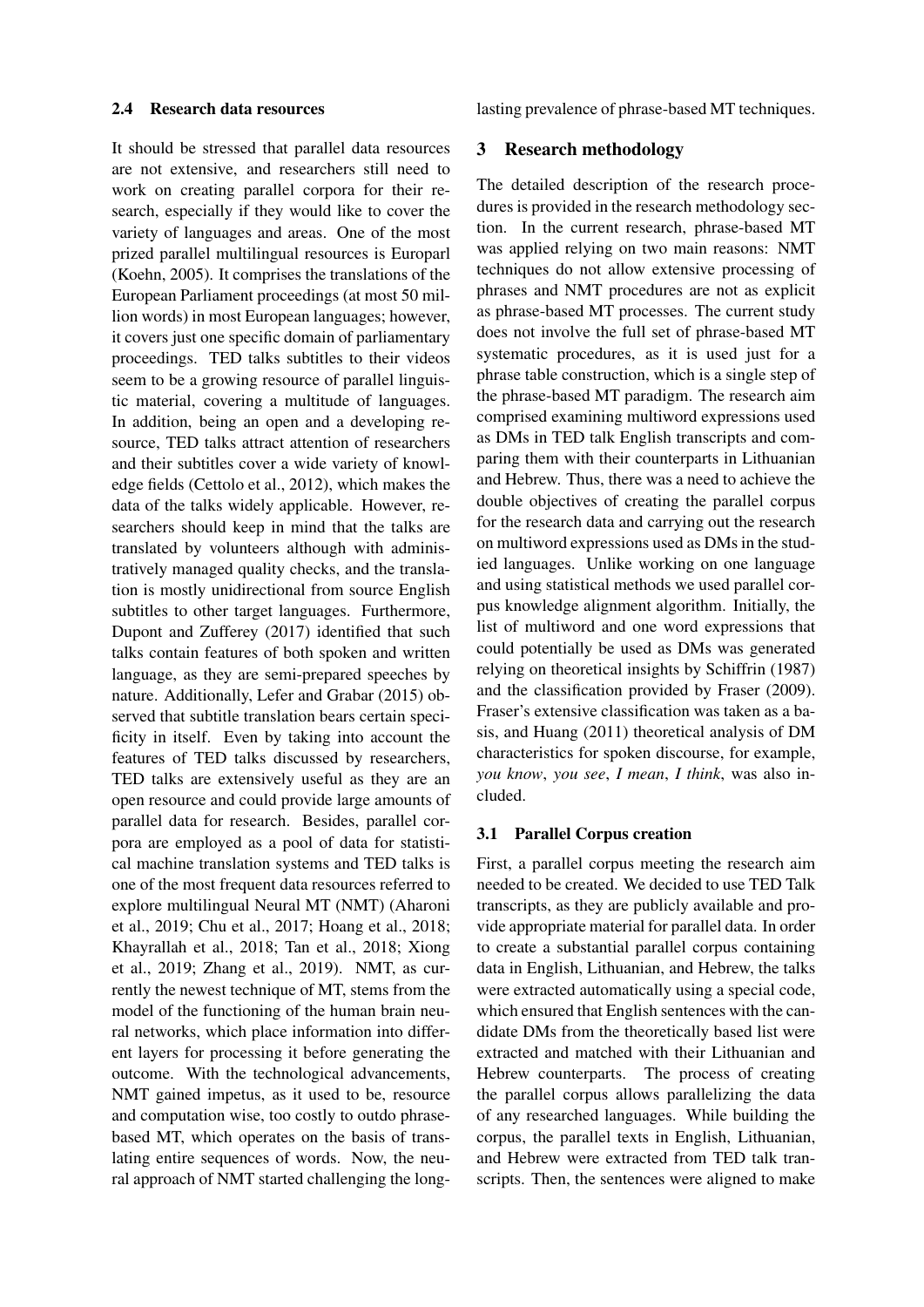### 2.4 Research data resources

It should be stressed that parallel data resources are not extensive, and researchers still need to work on creating parallel corpora for their research, especially if they would like to cover the variety of languages and areas. One of the most prized parallel multilingual resources is Europarl (Koehn, 2005). It comprises the translations of the European Parliament proceedings (at most 50 million words) in most European languages; however, it covers just one specific domain of parliamentary proceedings. TED talks subtitles to their videos seem to be a growing resource of parallel linguistic material, covering a multitude of languages. In addition, being an open and a developing resource, TED talks attract attention of researchers and their subtitles cover a wide variety of knowledge fields (Cettolo et al., 2012), which makes the data of the talks widely applicable. However, researchers should keep in mind that the talks are translated by volunteers although with administratively managed quality checks, and the translation is mostly unidirectional from source English subtitles to other target languages. Furthermore, Dupont and Zufferey (2017) identified that such talks contain features of both spoken and written language, as they are semi-prepared speeches by nature. Additionally, Lefer and Grabar (2015) observed that subtitle translation bears certain specificity in itself. Even by taking into account the features of TED talks discussed by researchers, TED talks are extensively useful as they are an open resource and could provide large amounts of parallel data for research. Besides, parallel corpora are employed as a pool of data for statistical machine translation systems and TED talks is one of the most frequent data resources referred to explore multilingual Neural MT (NMT) (Aharoni et al., 2019; Chu et al., 2017; Hoang et al., 2018; Khayrallah et al., 2018; Tan et al., 2018; Xiong et al., 2019; Zhang et al., 2019). NMT, as currently the newest technique of MT, stems from the model of the functioning of the human brain neural networks, which place information into different layers for processing it before generating the outcome. With the technological advancements, NMT gained impetus, as it used to be, resource and computation wise, too costly to outdo phrase-based MT, which operates on the basis of translating entire sequences of words. Now, the neural approach of NMT started challenging the long-lasting prevalence of phrase-based MT techniques.

## 3 Research methodology

The detailed description of the research procedures is provided in the research methodology section. In the current research, phrase-based MT was applied relying on two main reasons: NMT techniques do not allow extensive processing of phrases and NMT procedures are not as explicit as phrase-based MT processes. The current study does not involve the full set of phrase-based MT systematic procedures, as it is used just for a phrase table construction, which is a single step of the phrase-based MT paradigm. The research aim comprised examining multiword expressions used as DMs in TED talk English transcripts and comparing them with their counterparts in Lithuanian and Hebrew. Thus, there was a need to achieve the double objectives of creating the parallel corpus for the research data and carrying out the research on multiword expressions used as DMs in the studied languages. Unlike working on one language and using statistical methods we used parallel corpus knowledge alignment algorithm. Initially, the list of multiword and one word expressions that could potentially be used as DMs was generated relying on theoretical insights by Schiffrin (1987) and the classification provided by Fraser (2009). Fraser's extensive classification was taken as a basis, and Huang (2011) theoretical analysis of DM characteristics for spoken discourse, for example, *you know*, *you see*, *I mean*, *I think*, was also included.

### 3.1 Parallel Corpus creation

First, a parallel corpus meeting the research aim needed to be created. We decided to use TED Talk transcripts, as they are publicly available and provide appropriate material for parallel data. In order to create a substantial parallel corpus containing data in English, Lithuanian, and Hebrew, the talks were extracted automatically using a special code, which ensured that English sentences with the candidate DMs from the theoretically based list were extracted and matched with their Lithuanian and Hebrew counterparts. The process of creating the parallel corpus allows parallelizing the data of any researched languages. While building the corpus, the parallel texts in English, Lithuanian, and Hebrew were extracted from TED talk transcripts. Then, the sentences were aligned to make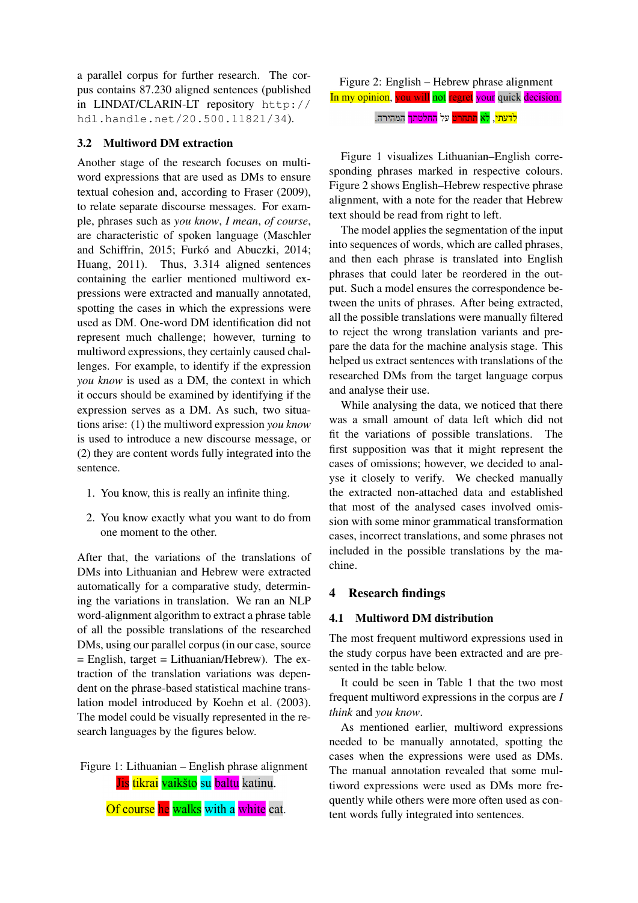a parallel corpus for further research. The corpus contains 87.230 aligned sentences (published in LINDAT/CLARIN-LT repository http://hdl.handle.net/20.500.11821/34).

### 3.2 Multiword DM extraction

Another stage of the research focuses on multiword expressions that are used as DMs to ensure textual cohesion and, according to Fraser (2009), to relate separate discourse messages. For example, phrases such as *you know*, *I mean*, *of course*, are characteristic of spoken language (Maschler and Schiffrin, 2015; Furkó and Abuczki, 2014; Huang, 2011). Thus, 3.314 aligned sentences containing the earlier mentioned multiword expressions were extracted and manually annotated, spotting the cases in which the expressions were used as DM. One-word DM identification did not represent much challenge; however, turning to multiword expressions, they certainly caused challenges. For example, to identify if the expression *you know* is used as a DM, the context in which it occurs should be examined by identifying if the expression serves as a DM. As such, two situations arise: (1) the multiword expression *you know* is used to introduce a new discourse message, or (2) they are content words fully integrated into the sentence.

1. You know, this is really an infinite thing.

2. You know exactly what you want to do from one moment to the other.

After that, the variations of the translations of DMs into Lithuanian and Hebrew were extracted automatically for a comparative study, determining the variations in translation. We ran an NLP word-alignment algorithm to extract a phrase table of all the possible translations of the researched DMs, using our parallel corpus (in our case, source = English, target = Lithuanian/Hebrew). The extraction of the translation variations was dependent on the phrase-based statistical machine translation model introduced by Koehn et al. (2003). The model could be visually represented in the research languages by the figures below.

Figure 1: Lithuanian – English phrase alignment

Jis tikrai vaikšto su baltu katinu.

Of course he walks with a white cat.

Figure 2: English – Hebrew phrase alignment

In my opinion, you will not regret your quick decision.

לדעתי, לא תתחרט על החלטתך המהירה.

Figure 1 visualizes Lithuanian–English corresponding phrases marked in respective colours. Figure 2 shows English–Hebrew respective phrase alignment, with a note for the reader that Hebrew text should be read from right to left.

The model applies the segmentation of the input into sequences of words, which are called phrases, and then each phrase is translated into English phrases that could later be reordered in the output. Such a model ensures the correspondence between the units of phrases. After being extracted, all the possible translations were manually filtered to reject the wrong translation variants and prepare the data for the machine analysis stage. This helped us extract sentences with translations of the researched DMs from the target language corpus and analyse their use.

While analysing the data, we noticed that there was a small amount of data left which did not fit the variations of possible translations. The first supposition was that it might represent the cases of omissions; however, we decided to analyse it closely to verify. We checked manually the extracted non-attached data and established that most of the analysed cases involved omission with some minor grammatical transformation cases, incorrect translations, and some phrases not included in the possible translations by the machine.

## 4 Research findings

### 4.1 Multiword DM distribution

The most frequent multiword expressions used in the study corpus have been extracted and are presented in the table below.

It could be seen in Table 1 that the two most frequent multiword expressions in the corpus are *I think* and *you know*.

As mentioned earlier, multiword expressions needed to be manually annotated, spotting the cases when the expressions were used as DMs. The manual annotation revealed that some multiword expressions were used as DMs more frequently while others were more often used as content words fully integrated into sentences.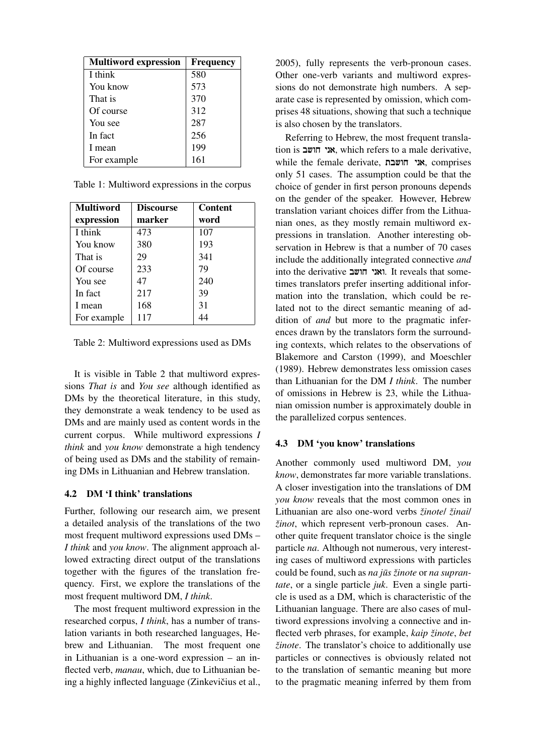| Multiword expression | Frequency |
|---|---|
| I think | 580 |
| You know | 573 |
| That is | 370 |
| Of course | 312 |
| You see | 287 |
| In fact | 256 |
| I mean | 199 |
| For example | 161 |

Table 1: Multiword expressions in the corpus

| Multiword expression | Discourse marker | Content word |
|---|---|---|
| I think | 473 | 107 |
| You know | 380 | 193 |
| That is | 29 | 341 |
| Of course | 233 | 79 |
| You see | 47 | 240 |
| In fact | 217 | 39 |
| I mean | 168 | 31 |
| For example | 117 | 44 |

Table 2: Multiword expressions used as DMs

It is visible in Table 2 that multiword expressions *That is* and *You see* although identified as DMs by the theoretical literature, in this study, they demonstrate a weak tendency to be used as DMs and are mainly used as content words in the current corpus. While multiword expressions *I think* and *you know* demonstrate a high tendency of being used as DMs and the stability of remaining DMs in Lithuanian and Hebrew translation.

### 4.2 DM 'I think' translations

Further, following our research aim, we present a detailed analysis of the translations of the two most frequent multiword expressions used DMs – *I think* and *you know*. The alignment approach allowed extracting direct output of the translations together with the figures of the translation frequency. First, we explore the translations of the most frequent multiword DM, *I think*.

The most frequent multiword expression in the researched corpus, *I think*, has a number of translation variants in both researched languages, Hebrew and Lithuanian. The most frequent one in Lithuanian is a one-word expression – an inflected verb, *manau*, which, due to Lithuanian being a highly inflected language (Zinkevičius et al., 2005), fully represents the verb-pronoun cases. Other one-verb variants and multiword expressions do not demonstrate high numbers. A separate case is represented by omission, which comprises 48 situations, showing that such a technique is also chosen by the translators.

Referring to Hebrew, the most frequent translation is אני חושב, which refers to a male derivative, while the female derivate, אני חושבת, comprises only 51 cases. The assumption could be that the choice of gender in first person pronouns depends on the gender of the speaker. However, Hebrew translation variant choices differ from the Lithuanian ones, as they mostly remain multiword expressions in translation. Another interesting observation in Hebrew is that a number of 70 cases include the additionally integrated connective *and* into the derivative ואני חושב. It reveals that sometimes translators prefer inserting additional information into the translation, which could be related not to the direct semantic meaning of addition of *and* but more to the pragmatic inferences drawn by the translators form the surrounding contexts, which relates to the observations of Blakemore and Carston (1999), and Moeschler (1989). Hebrew demonstrates less omission cases than Lithuanian for the DM *I think*. The number of omissions in Hebrew is 23, while the Lithuanian omission number is approximately double in the parallelized corpus sentences.

### 4.3 DM 'you know' translations

Another commonly used multiword DM, *you know*, demonstrates far more variable translations. A closer investigation into the translations of DM *you know* reveals that the most common ones in Lithuanian are also one-word verbs *žinote/ žinai/ žinot*, which represent verb-pronoun cases. Another quite frequent translator choice is the single particle *na*. Although not numerous, very interesting cases of multiword expressions with particles could be found, such as *na jūs žinote* or *na suprantate*, or a single particle *juk*. Even a single particle is used as a DM, which is characteristic of the Lithuanian language. There are also cases of multiword expressions involving a connective and inflected verb phrases, for example, *kaip žinote*, *bet žinote*. The translator's choice to additionally use particles or connectives is obviously related not to the translation of semantic meaning but more to the pragmatic meaning inferred by them from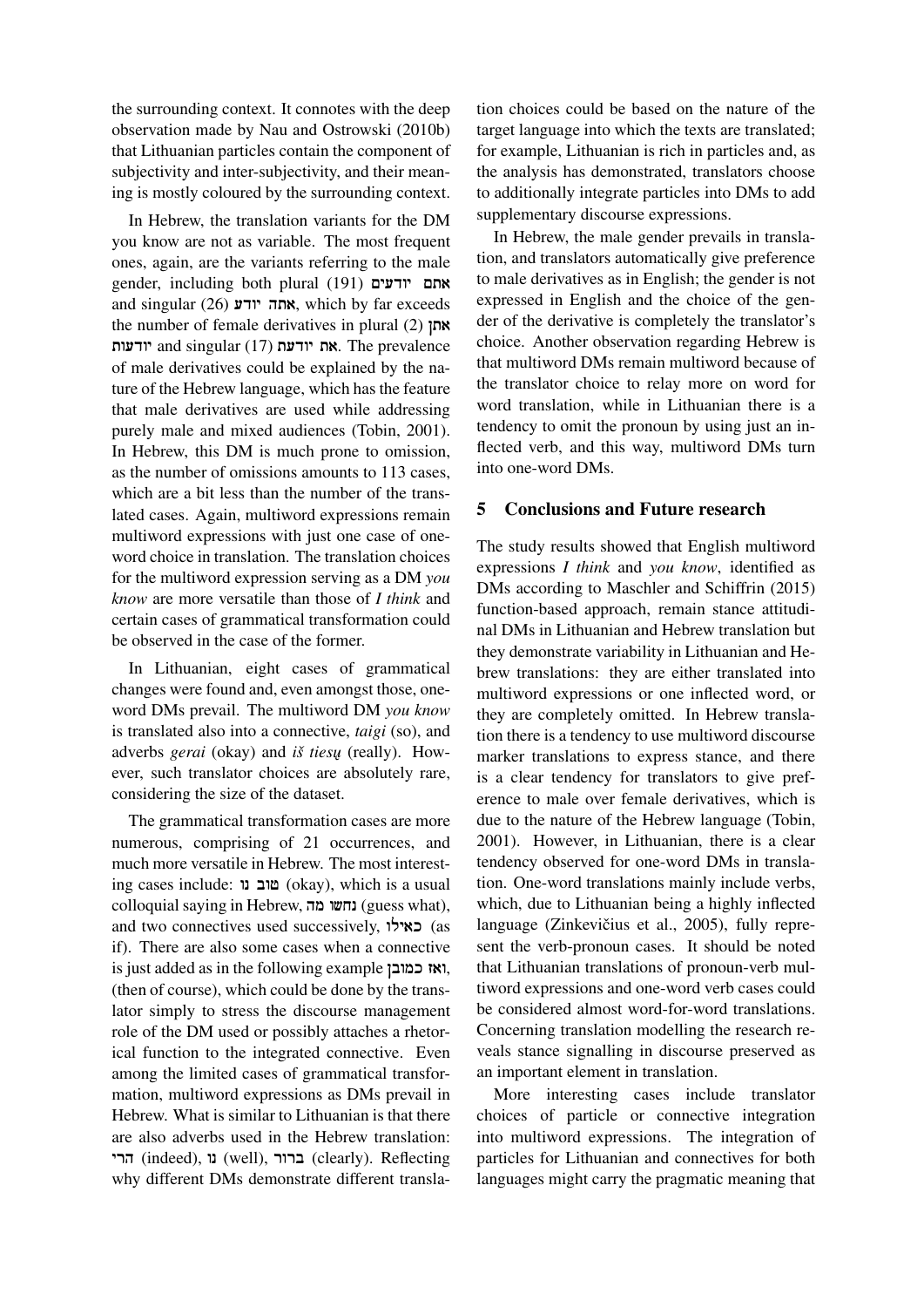the surrounding context. It connotes with the deep observation made by Nau and Ostrowski (2010b) that Lithuanian particles contain the component of subjectivity and inter-subjectivity, and their meaning is mostly coloured by the surrounding context.

In Hebrew, the translation variants for the DM you know are not as variable. The most frequent ones, again, are the variants referring to the male gender, including both plural (191) אתם יודעים and singular (26) אתה יודע, which by far exceeds the number of female derivatives in plural (2) אתן יודעות and singular (17) את יודעת. The prevalence of male derivatives could be explained by the nature of the Hebrew language, which has the feature that male derivatives are used while addressing purely male and mixed audiences (Tobin, 2001). In Hebrew, this DM is much prone to omission, as the number of omissions amounts to 113 cases, which are a bit less than the number of the translated cases. Again, multiword expressions remain multiword expressions with just one case of one-word choice in translation. The translation choices for the multiword expression serving as a DM *you know* are more versatile than those of *I think* and certain cases of grammatical transformation could be observed in the case of the former.

In Lithuanian, eight cases of grammatical changes were found and, even amongst those, one-word DMs prevail. The multiword DM *you know* is translated also into a connective, *taigi* (so), and adverbs *gerai* (okay) and *iš tiesų* (really). However, such translator choices are absolutely rare, considering the size of the dataset.

The grammatical transformation cases are more numerous, comprising of 21 occurrences, and much more versatile in Hebrew. The most interesting cases include: טוב נו (okay), which is a usual colloquial saying in Hebrew, נחשו מה (guess what), and two connectives used successively, כאילו (as if). There are also some cases when a connective is just added as in the following example ואז כמובן, (then of course), which could be done by the translator simply to stress the discourse management role of the DM used or possibly attaches a rhetorical function to the integrated connective. Even among the limited cases of grammatical transformation, multiword expressions as DMs prevail in Hebrew. What is similar to Lithuanian is that there are also adverbs used in the Hebrew translation: הרי (indeed), נו (well), ברור (clearly). Reflecting why different DMs demonstrate different translation choices could be based on the nature of the target language into which the texts are translated; for example, Lithuanian is rich in particles and, as the analysis has demonstrated, translators choose to additionally integrate particles into DMs to add supplementary discourse expressions.

In Hebrew, the male gender prevails in translation, and translators automatically give preference to male derivatives as in English; the gender is not expressed in English and the choice of the gender of the derivative is completely the translator's choice. Another observation regarding Hebrew is that multiword DMs remain multiword because of the translator choice to relay more on word for word translation, while in Lithuanian there is a tendency to omit the pronoun by using just an inflected verb, and this way, multiword DMs turn into one-word DMs.

## 5 Conclusions and Future research

The study results showed that English multiword expressions *I think* and *you know*, identified as DMs according to Maschler and Schiffrin (2015) function-based approach, remain stance attitudinal DMs in Lithuanian and Hebrew translation but they demonstrate variability in Lithuanian and Hebrew translations: they are either translated into multiword expressions or one inflected word, or they are completely omitted. In Hebrew translation there is a tendency to use multiword discourse marker translations to express stance, and there is a clear tendency for translators to give preference to male over female derivatives, which is due to the nature of the Hebrew language (Tobin, 2001). However, in Lithuanian, there is a clear tendency observed for one-word DMs in translation. One-word translations mainly include verbs, which, due to Lithuanian being a highly inflected language (Zinkevičius et al., 2005), fully represent the verb-pronoun cases. It should be noted that Lithuanian translations of pronoun-verb multiword expressions and one-word verb cases could be considered almost word-for-word translations. Concerning translation modelling the research reveals stance signalling in discourse preserved as an important element in translation.

More interesting cases include translator choices of particle or connective integration into multiword expressions. The integration of particles for Lithuanian and connectives for both languages might carry the pragmatic meaning that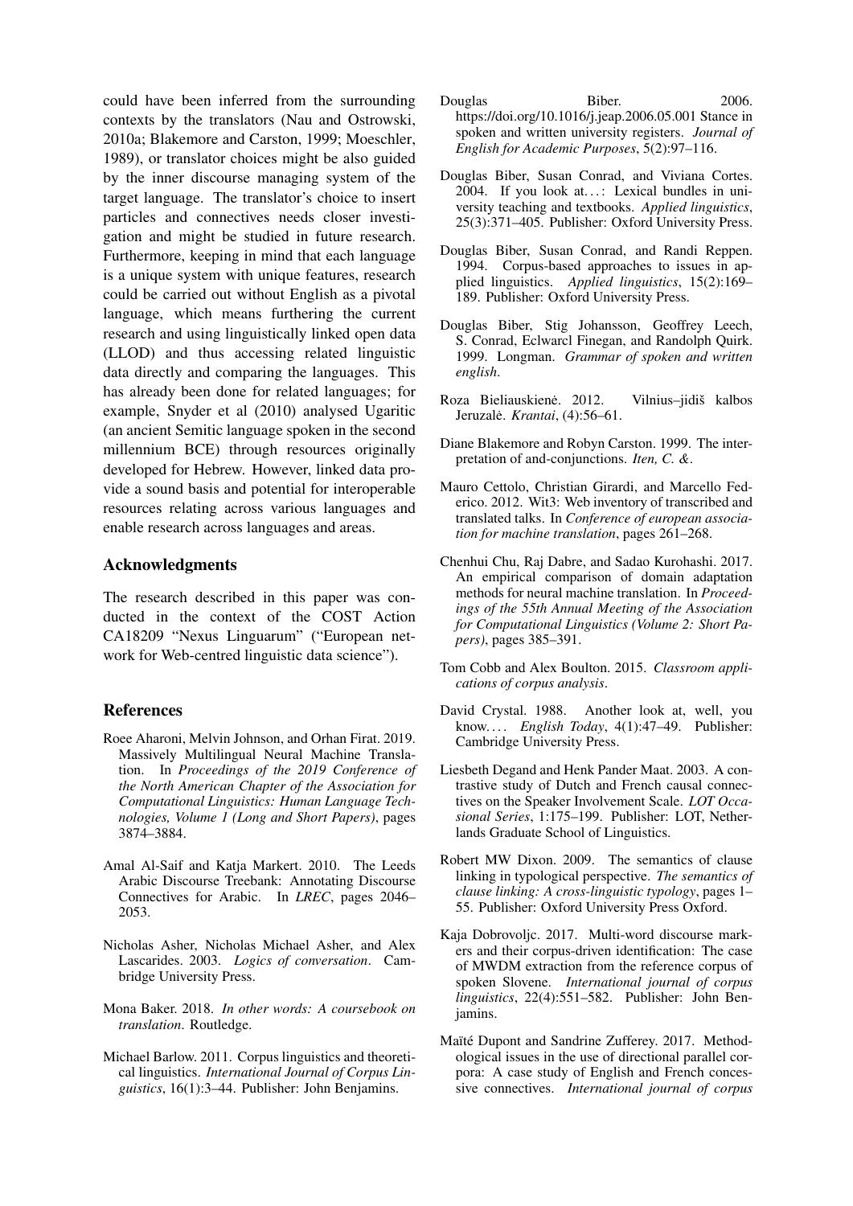could have been inferred from the surrounding contexts by the translators (Nau and Ostrowski, 2010a; Blakemore and Carston, 1999; Moeschler, 1989), or translator choices might be also guided by the inner discourse managing system of the target language. The translator's choice to insert particles and connectives needs closer investigation and might be studied in future research. Furthermore, keeping in mind that each language is a unique system with unique features, research could be carried out without English as a pivotal language, which means furthering the current research and using linguistically linked open data (LLOD) and thus accessing related linguistic data directly and comparing the languages. This has already been done for related languages; for example, Snyder et al (2010) analysed Ugaritic (an ancient Semitic language spoken in the second millennium BCE) through resources originally developed for Hebrew. However, linked data provide a sound basis and potential for interoperable resources relating across various languages and enable research across languages and areas.

## Acknowledgments

The research described in this paper was conducted in the context of the COST Action CA18209 "Nexus Linguarum" ("European network for Web-centred linguistic data science").

## References

Roee Aharoni, Melvin Johnson, and Orhan Firat. 2019. Massively Multilingual Neural Machine Translation. In *Proceedings of the 2019 Conference of the North American Chapter of the Association for Computational Linguistics: Human Language Technologies, Volume 1 (Long and Short Papers)*, pages 3874–3884.

Amal Al-Saif and Katja Markert. 2010. The Leeds Arabic Discourse Treebank: Annotating Discourse Connectives for Arabic. In *LREC*, pages 2046–2053.

Nicholas Asher, Nicholas Michael Asher, and Alex Lascarides. 2003. *Logics of conversation*. Cambridge University Press.

Mona Baker. 2018. *In other words: A coursebook on translation*. Routledge.

Michael Barlow. 2011. Corpus linguistics and theoretical linguistics. *International Journal of Corpus Linguistics*, 16(1):3–44. Publisher: John Benjamins.

Douglas Biber. 2006. https://doi.org/10.1016/j.jeap.2006.05.001 Stance in spoken and written university registers. *Journal of English for Academic Purposes*, 5(2):97–116.

Douglas Biber, Susan Conrad, and Viviana Cortes. 2004. If you look at...: Lexical bundles in university teaching and textbooks. *Applied linguistics*, 25(3):371–405. Publisher: Oxford University Press.

Douglas Biber, Susan Conrad, and Randi Reppen. 1994. Corpus-based approaches to issues in applied linguistics. *Applied linguistics*, 15(2):169–189. Publisher: Oxford University Press.

Douglas Biber, Stig Johansson, Geoffrey Leech, S. Conrad, Eclwarcl Finegan, and Randolph Quirk. 1999. Longman. *Grammar of spoken and written english*.

Roza Bieliauskienė. 2012. Vilnius–jidiš kalbos Jeruzalė. *Krantai*, (4):56–61.

Diane Blakemore and Robyn Carston. 1999. The interpretation of and-conjunctions. *Iten, C. &*.

Mauro Cettolo, Christian Girardi, and Marcello Federico. 2012. Wit3: Web inventory of transcribed and translated talks. In *Conference of european association for machine translation*, pages 261–268.

Chenhui Chu, Raj Dabre, and Sadao Kurohashi. 2017. An empirical comparison of domain adaptation methods for neural machine translation. In *Proceedings of the 55th Annual Meeting of the Association for Computational Linguistics (Volume 2: Short Papers)*, pages 385–391.

Tom Cobb and Alex Boulton. 2015. *Classroom applications of corpus analysis*.

David Crystal. 1988. Another look at, well, you know.... *English Today*, 4(1):47–49. Publisher: Cambridge University Press.

Liesbeth Degand and Henk Pander Maat. 2003. A contrastive study of Dutch and French causal connectives on the Speaker Involvement Scale. *LOT Occasional Series*, 1:175–199. Publisher: LOT, Netherlands Graduate School of Linguistics.

Robert MW Dixon. 2009. The semantics of clause linking in typological perspective. *The semantics of clause linking: A cross-linguistic typology*, pages 1–55. Publisher: Oxford University Press Oxford.

Kaja Dobrovoljc. 2017. Multi-word discourse markers and their corpus-driven identification: The case of MWDM extraction from the reference corpus of spoken Slovene. *International journal of corpus linguistics*, 22(4):551–582. Publisher: John Benjamins.

Maïté Dupont and Sandrine Zufferey. 2017. Methodological issues in the use of directional parallel corpora: A case study of English and French concessive connectives. *International journal of corpus*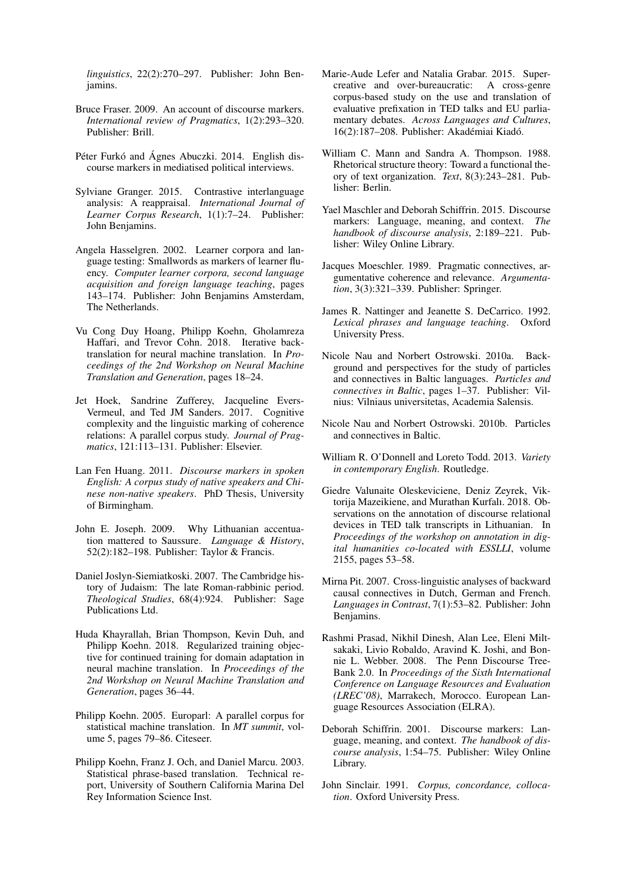*linguistics*, 22(2):270–297. Publisher: John Benjamins.

Bruce Fraser. 2009. An account of discourse markers. *International review of Pragmatics*, 1(2):293–320. Publisher: Brill.

Péter Furkó and Ágnes Abuczki. 2014. English discourse markers in mediatised political interviews.

Sylviane Granger. 2015. Contrastive interlanguage analysis: A reappraisal. *International Journal of Learner Corpus Research*, 1(1):7–24. Publisher: John Benjamins.

Angela Hasselgren. 2002. Learner corpora and language testing: Smallwords as markers of learner fluency. *Computer learner corpora, second language acquisition and foreign language teaching*, pages 143–174. Publisher: John Benjamins Amsterdam, The Netherlands.

Vu Cong Duy Hoang, Philipp Koehn, Gholamreza Haffari, and Trevor Cohn. 2018. Iterative back-translation for neural machine translation. In *Proceedings of the 2nd Workshop on Neural Machine Translation and Generation*, pages 18–24.

Jet Hoek, Sandrine Zufferey, Jacqueline Evers-Vermeul, and Ted JM Sanders. 2017. Cognitive complexity and the linguistic marking of coherence relations: A parallel corpus study. *Journal of Pragmatics*, 121:113–131. Publisher: Elsevier.

Lan Fen Huang. 2011. *Discourse markers in spoken English: A corpus study of native speakers and Chinese non-native speakers*. PhD Thesis, University of Birmingham.

John E. Joseph. 2009. Why Lithuanian accentuation mattered to Saussure. *Language & History*, 52(2):182–198. Publisher: Taylor & Francis.

Daniel Joslyn-Siemiatkoski. 2007. The Cambridge history of Judaism: The late Roman-rabbinic period. *Theological Studies*, 68(4):924. Publisher: Sage Publications Ltd.

Huda Khayrallah, Brian Thompson, Kevin Duh, and Philipp Koehn. 2018. Regularized training objective for continued training for domain adaptation in neural machine translation. In *Proceedings of the 2nd Workshop on Neural Machine Translation and Generation*, pages 36–44.

Philipp Koehn. 2005. Europarl: A parallel corpus for statistical machine translation. In *MT summit*, volume 5, pages 79–86. Citeseer.

Philipp Koehn, Franz J. Och, and Daniel Marcu. 2003. Statistical phrase-based translation. Technical report, University of Southern California Marina Del Rey Information Science Inst.

Marie-Aude Lefer and Natalia Grabar. 2015. Super-creative and over-bureaucratic: A cross-genre corpus-based study on the use and translation of evaluative prefixation in TED talks and EU parliamentary debates. *Across Languages and Cultures*, 16(2):187–208. Publisher: Akadémiai Kiadó.

William C. Mann and Sandra A. Thompson. 1988. Rhetorical structure theory: Toward a functional theory of text organization. *Text*, 8(3):243–281. Publisher: Berlin.

Yael Maschler and Deborah Schiffrin. 2015. Discourse markers: Language, meaning, and context. *The handbook of discourse analysis*, 2:189–221. Publisher: Wiley Online Library.

Jacques Moeschler. 1989. Pragmatic connectives, argumentative coherence and relevance. *Argumentation*, 3(3):321–339. Publisher: Springer.

James R. Nattinger and Jeanette S. DeCarrico. 1992. *Lexical phrases and language teaching*. Oxford University Press.

Nicole Nau and Norbert Ostrowski. 2010a. Background and perspectives for the study of particles and connectives in Baltic languages. *Particles and connectives in Baltic*, pages 1–37. Publisher: Vilnius: Vilniaus universitetas, Academia Salensis.

Nicole Nau and Norbert Ostrowski. 2010b. Particles and connectives in Baltic.

William R. O'Donnell and Loreto Todd. 2013. *Variety in contemporary English*. Routledge.

Giedre Valunaite Oleskeviciene, Deniz Zeyrek, Viktorija Mazeikiene, and Murathan Kurfalı. 2018. Observations on the annotation of discourse relational devices in TED talk transcripts in Lithuanian. In *Proceedings of the workshop on annotation in digital humanities co-located with ESSLLI*, volume 2155, pages 53–58.

Mirna Pit. 2007. Cross-linguistic analyses of backward causal connectives in Dutch, German and French. *Languages in Contrast*, 7(1):53–82. Publisher: John Benjamins.

Rashmi Prasad, Nikhil Dinesh, Alan Lee, Eleni Miltsakaki, Livio Robaldo, Aravind K. Joshi, and Bonnie L. Webber. 2008. The Penn Discourse TreeBank 2.0. In *Proceedings of the Sixth International Conference on Language Resources and Evaluation (LREC'08)*, Marrakech, Morocco. European Language Resources Association (ELRA).

Deborah Schiffrin. 2001. Discourse markers: Language, meaning, and context. *The handbook of discourse analysis*, 1:54–75. Publisher: Wiley Online Library.

John Sinclair. 1991. *Corpus, concordance, collocation*. Oxford University Press.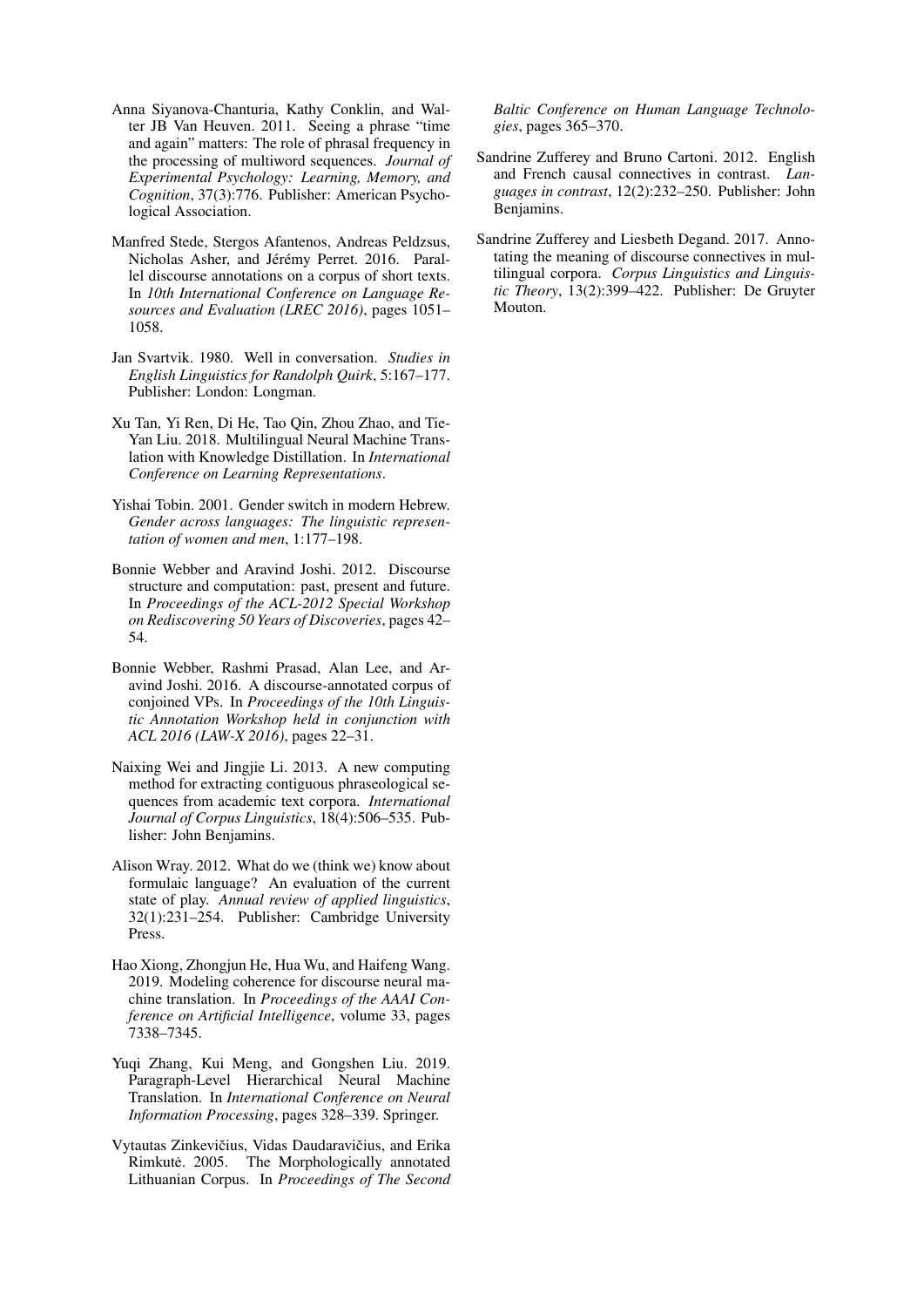Anna Siyanova-Chanturia, Kathy Conklin, and Walter JB Van Heuven. 2011. Seeing a phrase "time and again" matters: The role of phrasal frequency in the processing of multiword sequences. *Journal of Experimental Psychology: Learning, Memory, and Cognition*, 37(3):776. Publisher: American Psychological Association.

Manfred Stede, Stergos Afantenos, Andreas Peldzsus, Nicholas Asher, and Jérémy Perret. 2016. Parallel discourse annotations on a corpus of short texts. In *10th International Conference on Language Resources and Evaluation (LREC 2016)*, pages 1051–1058.

Jan Svartvik. 1980. Well in conversation. *Studies in English Linguistics for Randolph Quirk*, 5:167–177. Publisher: London: Longman.

Xu Tan, Yi Ren, Di He, Tao Qin, Zhou Zhao, and Tie-Yan Liu. 2018. Multilingual Neural Machine Translation with Knowledge Distillation. In *International Conference on Learning Representations*.

Yishai Tobin. 2001. Gender switch in modern Hebrew. *Gender across languages: The linguistic representation of women and men*, 1:177–198.

Bonnie Webber and Aravind Joshi. 2012. Discourse structure and computation: past, present and future. In *Proceedings of the ACL-2012 Special Workshop on Rediscovering 50 Years of Discoveries*, pages 42–54.

Bonnie Webber, Rashmi Prasad, Alan Lee, and Aravind Joshi. 2016. A discourse-annotated corpus of conjoined VPs. In *Proceedings of the 10th Linguistic Annotation Workshop held in conjunction with ACL 2016 (LAW-X 2016)*, pages 22–31.

Naixing Wei and Jingjie Li. 2013. A new computing method for extracting contiguous phraseological sequences from academic text corpora. *International Journal of Corpus Linguistics*, 18(4):506–535. Publisher: John Benjamins.

Alison Wray. 2012. What do we (think we) know about formulaic language? An evaluation of the current state of play. *Annual review of applied linguistics*, 32(1):231–254. Publisher: Cambridge University Press.

Hao Xiong, Zhongjun He, Hua Wu, and Haifeng Wang. 2019. Modeling coherence for discourse neural machine translation. In *Proceedings of the AAAI Conference on Artificial Intelligence*, volume 33, pages 7338–7345.

Yuqi Zhang, Kui Meng, and Gongshen Liu. 2019. Paragraph-Level Hierarchical Neural Machine Translation. In *International Conference on Neural Information Processing*, pages 328–339. Springer.

Vytautas Zinkevičius, Vidas Daudaravičius, and Erika Rimkutė. 2005. The Morphologically annotated Lithuanian Corpus. In *Proceedings of The Second Baltic Conference on Human Language Technologies*, pages 365–370.

Sandrine Zufferey and Bruno Cartoni. 2012. English and French causal connectives in contrast. *Languages in contrast*, 12(2):232–250. Publisher: John Benjamins.

Sandrine Zufferey and Liesbeth Degand. 2017. Annotating the meaning of discourse connectives in multilingual corpora. *Corpus Linguistics and Linguistic Theory*, 13(2):399–422. Publisher: De Gruyter Mouton.